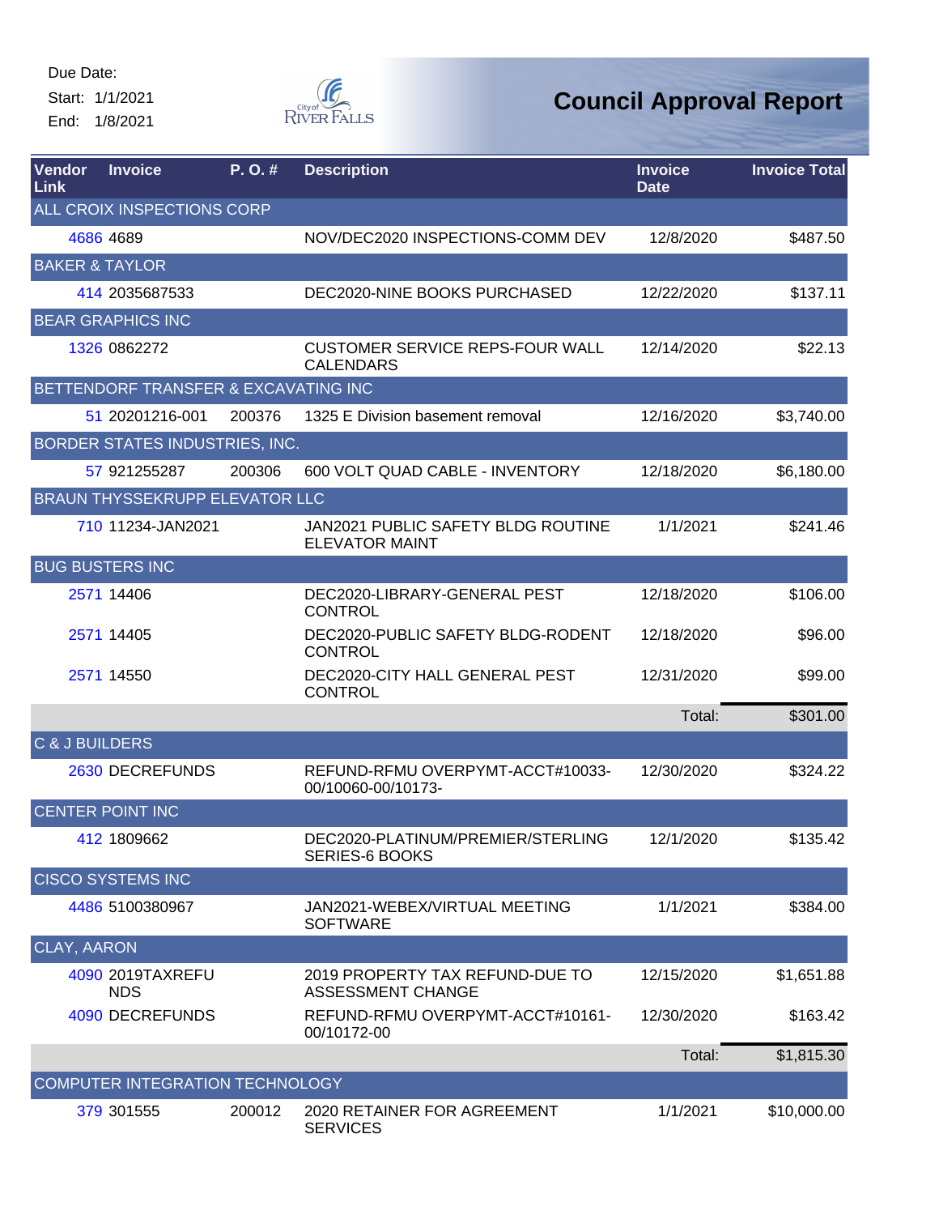Due Date:
Start: 1/1/2021
End: 1/8/2021

City of River Falls

# Council Approval Report

| Vendor Link | Invoice | P. O. # | Description | Invoice Date | Invoice Total |
|---|---|---|---|---|---|
| ALL CROIX INSPECTIONS CORP | | | | | |
| 4686 | 4689 | | NOV/DEC2020 INSPECTIONS-COMM DEV | 12/8/2020 | $487.50 |
| BAKER & TAYLOR | | | | | |
| 414 | 2035687533 | | DEC2020-NINE BOOKS PURCHASED | 12/22/2020 | $137.11 |
| BEAR GRAPHICS INC | | | | | |
| 1326 | 0862272 | | CUSTOMER SERVICE REPS-FOUR WALL CALENDARS | 12/14/2020 | $22.13 |
| BETTENDORF TRANSFER & EXCAVATING INC | | | | | |
| 51 | 20201216-001 | 200376 | 1325 E Division basement removal | 12/16/2020 | $3,740.00 |
| BORDER STATES INDUSTRIES, INC. | | | | | |
| 57 | 921255287 | 200306 | 600 VOLT QUAD CABLE - INVENTORY | 12/18/2020 | $6,180.00 |
| BRAUN THYSSEKRUPP ELEVATOR LLC | | | | | |
| 710 | 11234-JAN2021 | | JAN2021 PUBLIC SAFETY BLDG ROUTINE ELEVATOR MAINT | 1/1/2021 | $241.46 |
| BUG BUSTERS INC | | | | | |
| 2571 | 14406 | | DEC2020-LIBRARY-GENERAL PEST CONTROL | 12/18/2020 | $106.00 |
| 2571 | 14405 | | DEC2020-PUBLIC SAFETY BLDG-RODENT CONTROL | 12/18/2020 | $96.00 |
| 2571 | 14550 | | DEC2020-CITY HALL GENERAL PEST CONTROL | 12/31/2020 | $99.00 |
| | | | | Total: | $301.00 |
| C & J BUILDERS | | | | | |
| 2630 | DECREFUNDS | | REFUND-RFMU OVERPYMT-ACCT#10033-00/10060-00/10173- | 12/30/2020 | $324.22 |
| CENTER POINT INC | | | | | |
| 412 | 1809662 | | DEC2020-PLATINUM/PREMIER/STERLING SERIES-6 BOOKS | 12/1/2020 | $135.42 |
| CISCO SYSTEMS INC | | | | | |
| 4486 | 5100380967 | | JAN2021-WEBEX/VIRTUAL MEETING SOFTWARE | 1/1/2021 | $384.00 |
| CLAY, AARON | | | | | |
| 4090 | 2019TAXREFUNDS | | 2019 PROPERTY TAX REFUND-DUE TO ASSESSMENT CHANGE | 12/15/2020 | $1,651.88 |
| 4090 | DECREFUNDS | | REFUND-RFMU OVERPYMT-ACCT#10161-00/10172-00 | 12/30/2020 | $163.42 |
| | | | | Total: | $1,815.30 |
| COMPUTER INTEGRATION TECHNOLOGY | | | | | |
| 379 | 301555 | 200012 | 2020 RETAINER FOR AGREEMENT SERVICES | 1/1/2021 | $10,000.00 |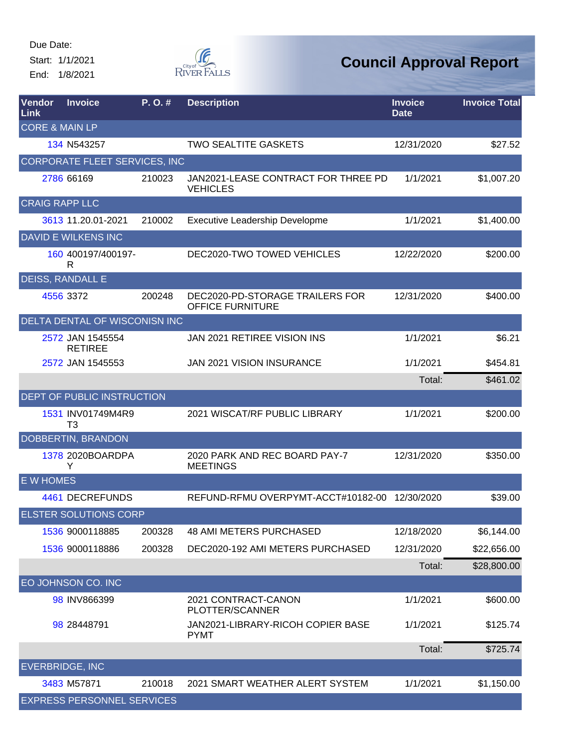Due Date:
Start: 1/1/2021
End: 1/8/2021

City of RIVER FALLS

# Council Approval Report

| Vendor Link | Invoice | P. O. # | Description | Invoice Date | Invoice Total |
|---|---|---|---|---|---|
| CORE & MAIN LP | | | | | |
| 134 | N543257 | | TWO SEALTITE GASKETS | 12/31/2020 | $27.52 |
| CORPORATE FLEET SERVICES, INC | | | | | |
| 2786 | 66169 | 210023 | JAN2021-LEASE CONTRACT FOR THREE PD VEHICLES | 1/1/2021 | $1,007.20 |
| CRAIG RAPP LLC | | | | | |
| 3613 | 11.20.01-2021 | 210002 | Executive Leadership Developme | 1/1/2021 | $1,400.00 |
| DAVID E WILKENS INC | | | | | |
| 160 | 400197/400197-R | | DEC2020-TWO TOWED VEHICLES | 12/22/2020 | $200.00 |
| DEISS, RANDALL E | | | | | |
| 4556 | 3372 | 200248 | DEC2020-PD-STORAGE TRAILERS FOR OFFICE FURNITURE | 12/31/2020 | $400.00 |
| DELTA DENTAL OF WISCONISN INC | | | | | |
| 2572 | JAN 1545554 RETIREE | | JAN 2021 RETIREE VISION INS | 1/1/2021 | $6.21 |
| 2572 | JAN 1545553 | | JAN 2021 VISION INSURANCE | 1/1/2021 | $454.81 |
| | | | | Total: | $461.02 |
| DEPT OF PUBLIC INSTRUCTION | | | | | |
| 1531 | INV01749M4R9T3 | | 2021 WISCAT/RF PUBLIC LIBRARY | 1/1/2021 | $200.00 |
| DOBBERTIN, BRANDON | | | | | |
| 1378 | 2020BOARDPAY | | 2020 PARK AND REC BOARD PAY-7 MEETINGS | 12/31/2020 | $350.00 |
| E W HOMES | | | | | |
| 4461 | DECREFUNDS | | REFUND-RFMU OVERPYMT-ACCT#10182-00 | 12/30/2020 | $39.00 |
| ELSTER SOLUTIONS CORP | | | | | |
| 1536 | 9000118885 | 200328 | 48 AMI METERS PURCHASED | 12/18/2020 | $6,144.00 |
| 1536 | 9000118886 | 200328 | DEC2020-192 AMI METERS PURCHASED | 12/31/2020 | $22,656.00 |
| | | | | Total: | $28,800.00 |
| EO JOHNSON CO. INC | | | | | |
| 98 | INV866399 | | 2021 CONTRACT-CANON PLOTTER/SCANNER | 1/1/2021 | $600.00 |
| 98 | 28448791 | | JAN2021-LIBRARY-RICOH COPIER BASE PYMT | 1/1/2021 | $125.74 |
| | | | | Total: | $725.74 |
| EVERBRIDGE, INC | | | | | |
| 3483 | M57871 | 210018 | 2021 SMART WEATHER ALERT SYSTEM | 1/1/2021 | $1,150.00 |
| EXPRESS PERSONNEL SERVICES | | | | | |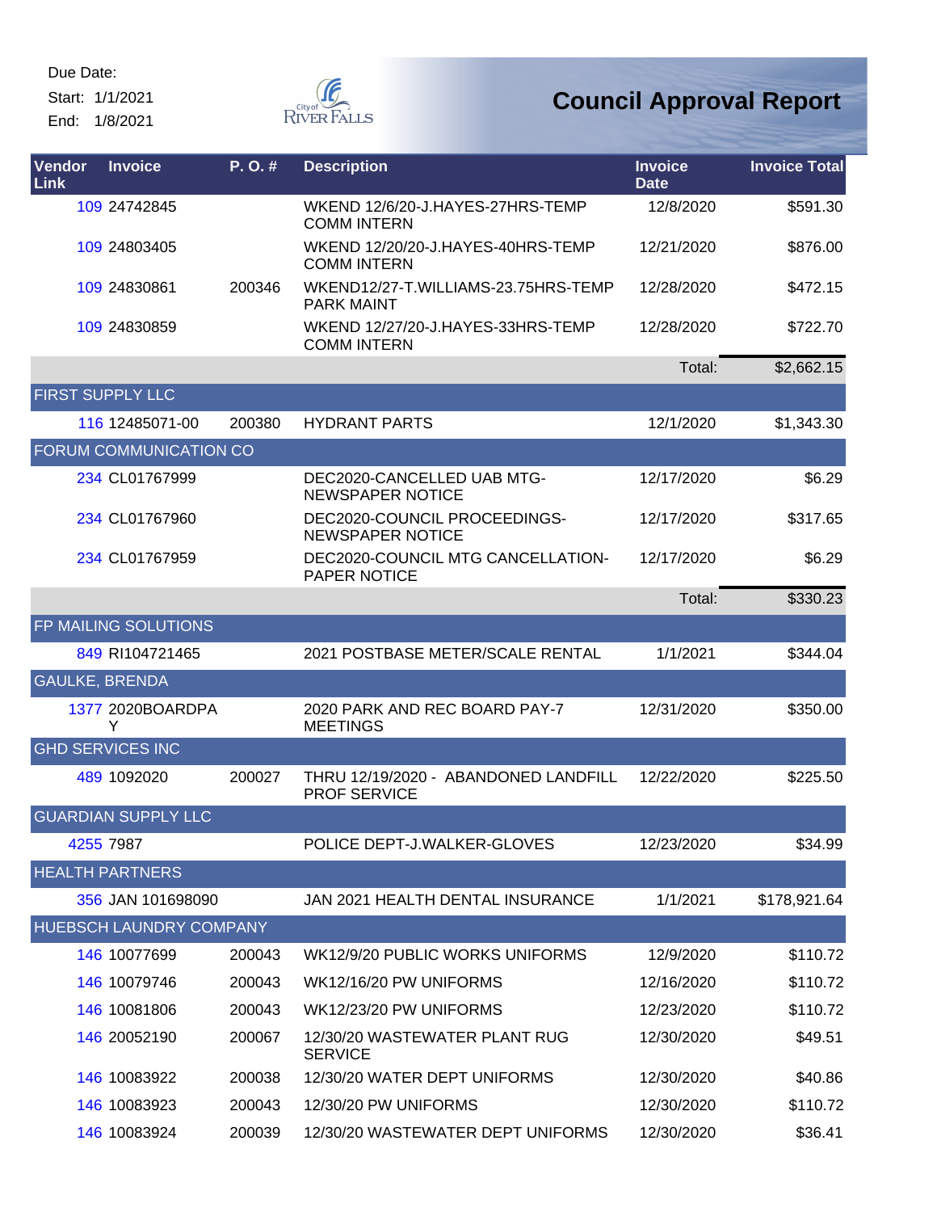Due Date:
Start: 1/1/2021
End: 1/8/2021

City of River Falls

# Council Approval Report

| Vendor Link | Invoice | P. O. # | Description | Invoice Date | Invoice Total |
|---|---|---|---|---|---|
| 109 | 24742845 | | WKEND 12/6/20-J.HAYES-27HRS-TEMP COMM INTERN | 12/8/2020 | $591.30 |
| 109 | 24803405 | | WKEND 12/20/20-J.HAYES-40HRS-TEMP COMM INTERN | 12/21/2020 | $876.00 |
| 109 | 24830861 | 200346 | WKEND12/27-T.WILLIAMS-23.75HRS-TEMP PARK MAINT | 12/28/2020 | $472.15 |
| 109 | 24830859 | | WKEND 12/27/20-J.HAYES-33HRS-TEMP COMM INTERN | 12/28/2020 | $722.70 |
| | | | | Total: | $2,662.15 |
| FIRST SUPPLY LLC | | | | | |
| 116 | 12485071-00 | 200380 | HYDRANT PARTS | 12/1/2020 | $1,343.30 |
| FORUM COMMUNICATION CO | | | | | |
| 234 | CL01767999 | | DEC2020-CANCELLED UAB MTG-NEWSPAPER NOTICE | 12/17/2020 | $6.29 |
| 234 | CL01767960 | | DEC2020-COUNCIL PROCEEDINGS-NEWSPAPER NOTICE | 12/17/2020 | $317.65 |
| 234 | CL01767959 | | DEC2020-COUNCIL MTG CANCELLATION-PAPER NOTICE | 12/17/2020 | $6.29 |
| | | | | Total: | $330.23 |
| FP MAILING SOLUTIONS | | | | | |
| 849 | RI104721465 | | 2021 POSTBASE METER/SCALE RENTAL | 1/1/2021 | $344.04 |
| GAULKE, BRENDA | | | | | |
| 1377 | 2020BOARDPAY | | 2020 PARK AND REC BOARD PAY-7 MEETINGS | 12/31/2020 | $350.00 |
| GHD SERVICES INC | | | | | |
| 489 | 1092020 | 200027 | THRU 12/19/2020 - ABANDONED LANDFILL PROF SERVICE | 12/22/2020 | $225.50 |
| GUARDIAN SUPPLY LLC | | | | | |
| 4255 | 7987 | | POLICE DEPT-J.WALKER-GLOVES | 12/23/2020 | $34.99 |
| HEALTH PARTNERS | | | | | |
| 356 | JAN 101698090 | | JAN 2021 HEALTH DENTAL INSURANCE | 1/1/2021 | $178,921.64 |
| HUEBSCH LAUNDRY COMPANY | | | | | |
| 146 | 10077699 | 200043 | WK12/9/20 PUBLIC WORKS UNIFORMS | 12/9/2020 | $110.72 |
| 146 | 10079746 | 200043 | WK12/16/20 PW UNIFORMS | 12/16/2020 | $110.72 |
| 146 | 10081806 | 200043 | WK12/23/20 PW UNIFORMS | 12/23/2020 | $110.72 |
| 146 | 20052190 | 200067 | 12/30/20 WASTEWATER PLANT RUG SERVICE | 12/30/2020 | $49.51 |
| 146 | 10083922 | 200038 | 12/30/20 WATER DEPT UNIFORMS | 12/30/2020 | $40.86 |
| 146 | 10083923 | 200043 | 12/30/20 PW UNIFORMS | 12/30/2020 | $110.72 |
| 146 | 10083924 | 200039 | 12/30/20 WASTEWATER DEPT UNIFORMS | 12/30/2020 | $36.41 |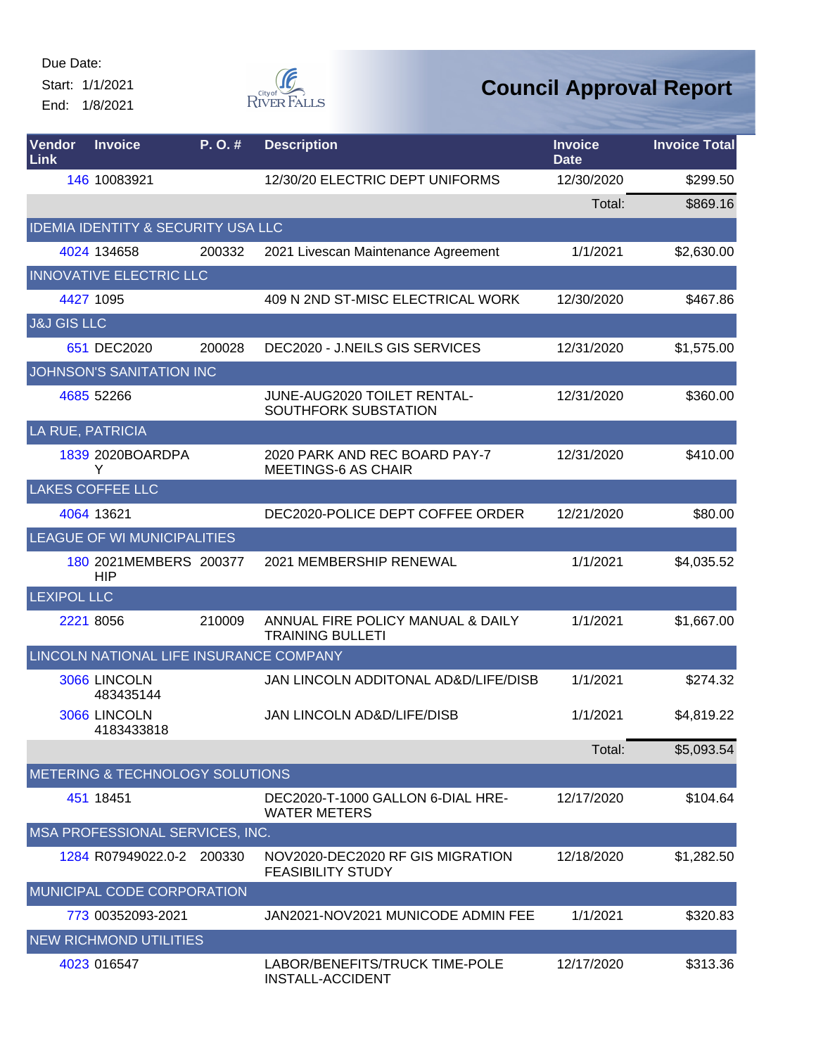Due Date:

Start: 1/1/2021

End: 1/8/2021

# Council Approval Report

| Vendor Link | Invoice | P. O. # | Description | Invoice Date | Invoice Total |
|---|---|---|---|---|---|
| 146 | 10083921 | | 12/30/20 ELECTRIC DEPT UNIFORMS | 12/30/2020 | $299.50 |
| | | | | Total: | $869.16 |
| IDEMIA IDENTITY & SECURITY USA LLC | | | | | |
| 4024 | 134658 | 200332 | 2021 Livescan Maintenance Agreement | 1/1/2021 | $2,630.00 |
| INNOVATIVE ELECTRIC LLC | | | | | |
| 4427 | 1095 | | 409 N 2ND ST-MISC ELECTRICAL WORK | 12/30/2020 | $467.86 |
| J&J GIS LLC | | | | | |
| 651 | DEC2020 | 200028 | DEC2020 - J.NEILS GIS SERVICES | 12/31/2020 | $1,575.00 |
| JOHNSON'S SANITATION INC | | | | | |
| 4685 | 52266 | | JUNE-AUG2020 TOILET RENTAL-SOUTHFORK SUBSTATION | 12/31/2020 | $360.00 |
| LA RUE, PATRICIA | | | | | |
| 1839 | 2020BOARDPAY | | 2020 PARK AND REC BOARD PAY-7 MEETINGS-6 AS CHAIR | 12/31/2020 | $410.00 |
| LAKES COFFEE LLC | | | | | |
| 4064 | 13621 | | DEC2020-POLICE DEPT COFFEE ORDER | 12/21/2020 | $80.00 |
| LEAGUE OF WI MUNICIPALITIES | | | | | |
| 180 | 2021MEMBERSHIP | 200377 | 2021 MEMBERSHIP RENEWAL | 1/1/2021 | $4,035.52 |
| LEXIPOL LLC | | | | | |
| 2221 | 8056 | 210009 | ANNUAL FIRE POLICY MANUAL & DAILY TRAINING BULLETI | 1/1/2021 | $1,667.00 |
| LINCOLN NATIONAL LIFE INSURANCE COMPANY | | | | | |
| 3066 | LINCOLN 483435144 | | JAN LINCOLN ADDITONAL AD&D/LIFE/DISB | 1/1/2021 | $274.32 |
| 3066 | LINCOLN 4183433818 | | JAN LINCOLN AD&D/LIFE/DISB | 1/1/2021 | $4,819.22 |
| | | | | Total: | $5,093.54 |
| METERING & TECHNOLOGY SOLUTIONS | | | | | |
| 451 | 18451 | | DEC2020-T-1000 GALLON 6-DIAL HRE-WATER METERS | 12/17/2020 | $104.64 |
| MSA PROFESSIONAL SERVICES, INC. | | | | | |
| 1284 | R07949022.0-2 | 200330 | NOV2020-DEC2020 RF GIS MIGRATION FEASIBILITY STUDY | 12/18/2020 | $1,282.50 |
| MUNICIPAL CODE CORPORATION | | | | | |
| 773 | 00352093-2021 | | JAN2021-NOV2021 MUNICODE ADMIN FEE | 1/1/2021 | $320.83 |
| NEW RICHMOND UTILITIES | | | | | |
| 4023 | 016547 | | LABOR/BENEFITS/TRUCK TIME-POLE INSTALL-ACCIDENT | 12/17/2020 | $313.36 |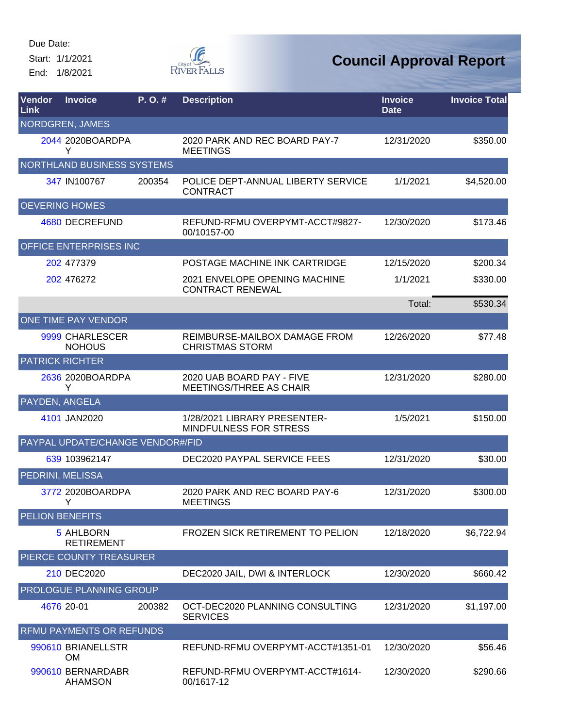Due Date:
Start: 1/1/2021
End: 1/8/2021

City of River Falls

# Council Approval Report

| Vendor Link | Invoice | P. O. # | Description | Invoice Date | Invoice Total |
|---|---|---|---|---|---|
| NORDGREN, JAMES | | | | | |
| 2044 | 2020BOARDPAY | | 2020 PARK AND REC BOARD PAY-7 MEETINGS | 12/31/2020 | $350.00 |
| NORTHLAND BUSINESS SYSTEMS | | | | | |
| 347 | IN100767 | 200354 | POLICE DEPT-ANNUAL LIBERTY SERVICE CONTRACT | 1/1/2021 | $4,520.00 |
| OEVERING HOMES | | | | | |
| 4680 | DECREFUND | | REFUND-RFMU OVERPYMT-ACCT#9827-00/10157-00 | 12/30/2020 | $173.46 |
| OFFICE ENTERPRISES INC | | | | | |
| 202 | 477379 | | POSTAGE MACHINE INK CARTRIDGE | 12/15/2020 | $200.34 |
| 202 | 476272 | | 2021 ENVELOPE OPENING MACHINE CONTRACT RENEWAL | 1/1/2021 | $330.00 |
| | | | | Total: | $530.34 |
| ONE TIME PAY VENDOR | | | | | |
| 9999 | CHARLESCERNOHOUS | | REIMBURSE-MAILBOX DAMAGE FROM CHRISTMAS STORM | 12/26/2020 | $77.48 |
| PATRICK RICHTER | | | | | |
| 2636 | 2020BOARDPAY | | 2020 UAB BOARD PAY - FIVE MEETINGS/THREE AS CHAIR | 12/31/2020 | $280.00 |
| PAYDEN, ANGELA | | | | | |
| 4101 | JAN2020 | | 1/28/2021 LIBRARY PRESENTER-MINDFULNESS FOR STRESS | 1/5/2021 | $150.00 |
| PAYPAL UPDATE/CHANGE VENDOR#/FID | | | | | |
| 639 | 103962147 | | DEC2020 PAYPAL SERVICE FEES | 12/31/2020 | $30.00 |
| PEDRINI, MELISSA | | | | | |
| 3772 | 2020BOARDPAY | | 2020 PARK AND REC BOARD PAY-6 MEETINGS | 12/31/2020 | $300.00 |
| PELION BENEFITS | | | | | |
| 5 | AHLBORNRETIREMENT | | FROZEN SICK RETIREMENT TO PELION | 12/18/2020 | $6,722.94 |
| PIERCE COUNTY TREASURER | | | | | |
| 210 | DEC2020 | | DEC2020 JAIL, DWI & INTERLOCK | 12/30/2020 | $660.42 |
| PROLOGUE PLANNING GROUP | | | | | |
| 4676 | 20-01 | 200382 | OCT-DEC2020 PLANNING CONSULTING SERVICES | 12/31/2020 | $1,197.00 |
| RFMU PAYMENTS OR REFUNDS | | | | | |
| 990610 | BRIANELLSTROM | | REFUND-RFMU OVERPYMT-ACCT#1351-01 | 12/30/2020 | $56.46 |
| 990610 | BERNARDABRAHAMSON | | REFUND-RFMU OVERPYMT-ACCT#1614-00/1617-12 | 12/30/2020 | $290.66 |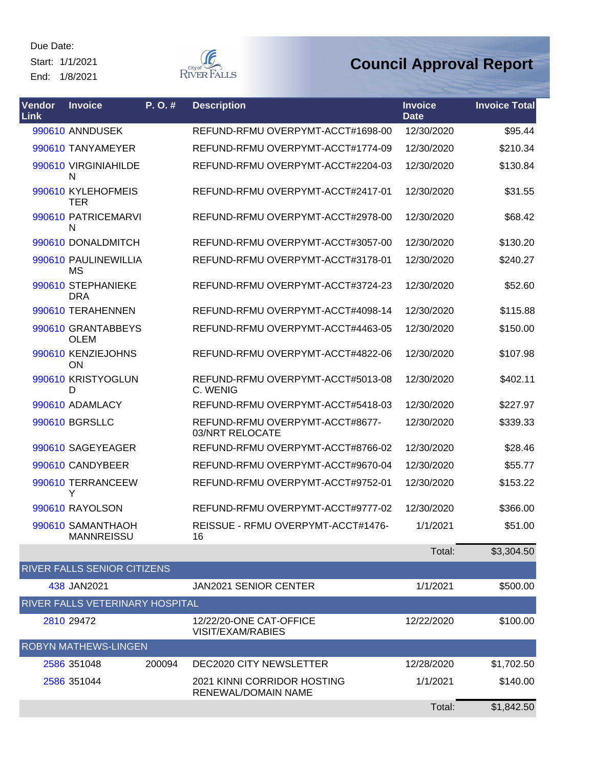Due Date:

Start: 1/1/2021

End: 1/8/2021

# Council Approval Report

| Vendor Link | Invoice | P. O. # | Description | Invoice Date | Invoice Total |
|---|---|---|---|---|---|
| 990610 | ANNDUSEK | | REFUND-RFMU OVERPYMT-ACCT#1698-00 | 12/30/2020 | $95.44 |
| 990610 | TANYAMEYER | | REFUND-RFMU OVERPYMT-ACCT#1774-09 | 12/30/2020 | $210.34 |
| 990610 | VIRGINIAHILDEN | | REFUND-RFMU OVERPYMT-ACCT#2204-03 | 12/30/2020 | $130.84 |
| 990610 | KYLEHOFMEISTER | | REFUND-RFMU OVERPYMT-ACCT#2417-01 | 12/30/2020 | $31.55 |
| 990610 | PATRICEMARVIN | | REFUND-RFMU OVERPYMT-ACCT#2978-00 | 12/30/2020 | $68.42 |
| 990610 | DONALDMITCH | | REFUND-RFMU OVERPYMT-ACCT#3057-00 | 12/30/2020 | $130.20 |
| 990610 | PAULINEWILLIAMS | | REFUND-RFMU OVERPYMT-ACCT#3178-01 | 12/30/2020 | $240.27 |
| 990610 | STEPHANIEKEDRA | | REFUND-RFMU OVERPYMT-ACCT#3724-23 | 12/30/2020 | $52.60 |
| 990610 | TERAHENNEN | | REFUND-RFMU OVERPYMT-ACCT#4098-14 | 12/30/2020 | $115.88 |
| 990610 | GRANTABBEYSOLEM | | REFUND-RFMU OVERPYMT-ACCT#4463-05 | 12/30/2020 | $150.00 |
| 990610 | KENZIEJOHNSON | | REFUND-RFMU OVERPYMT-ACCT#4822-06 | 12/30/2020 | $107.98 |
| 990610 | KRISTYOGLUND | | REFUND-RFMU OVERPYMT-ACCT#5013-08 C. WENIG | 12/30/2020 | $402.11 |
| 990610 | ADAMLACY | | REFUND-RFMU OVERPYMT-ACCT#5418-03 | 12/30/2020 | $227.97 |
| 990610 | BGRSLLC | | REFUND-RFMU OVERPYMT-ACCT#8677-03/NRT RELOCATE | 12/30/2020 | $339.33 |
| 990610 | SAGEYEAGER | | REFUND-RFMU OVERPYMT-ACCT#8766-02 | 12/30/2020 | $28.46 |
| 990610 | CANDYBEER | | REFUND-RFMU OVERPYMT-ACCT#9670-04 | 12/30/2020 | $55.77 |
| 990610 | TERRANCEEWY | | REFUND-RFMU OVERPYMT-ACCT#9752-01 | 12/30/2020 | $153.22 |
| 990610 | RAYOLSON | | REFUND-RFMU OVERPYMT-ACCT#9777-02 | 12/30/2020 | $366.00 |
| 990610 | SAMANTHAOHMANNREISSU | | REISSUE - RFMU OVERPYMT-ACCT#1476-16 | 1/1/2021 | $51.00 |
| | | | | Total: | $3,304.50 |
| RIVER FALLS SENIOR CITIZENS | | | | | |
| 438 | JAN2021 | | JAN2021 SENIOR CENTER | 1/1/2021 | $500.00 |
| RIVER FALLS VETERINARY HOSPITAL | | | | | |
| 2810 | 29472 | | 12/22/20-ONE CAT-OFFICE VISIT/EXAM/RABIES | 12/22/2020 | $100.00 |
| ROBYN MATHEWS-LINGEN | | | | | |
| 2586 | 351048 | 200094 | DEC2020 CITY NEWSLETTER | 12/28/2020 | $1,702.50 |
| 2586 | 351044 | | 2021 KINNI CORRIDOR HOSTING RENEWAL/DOMAIN NAME | 1/1/2021 | $140.00 |
| | | | | Total: | $1,842.50 |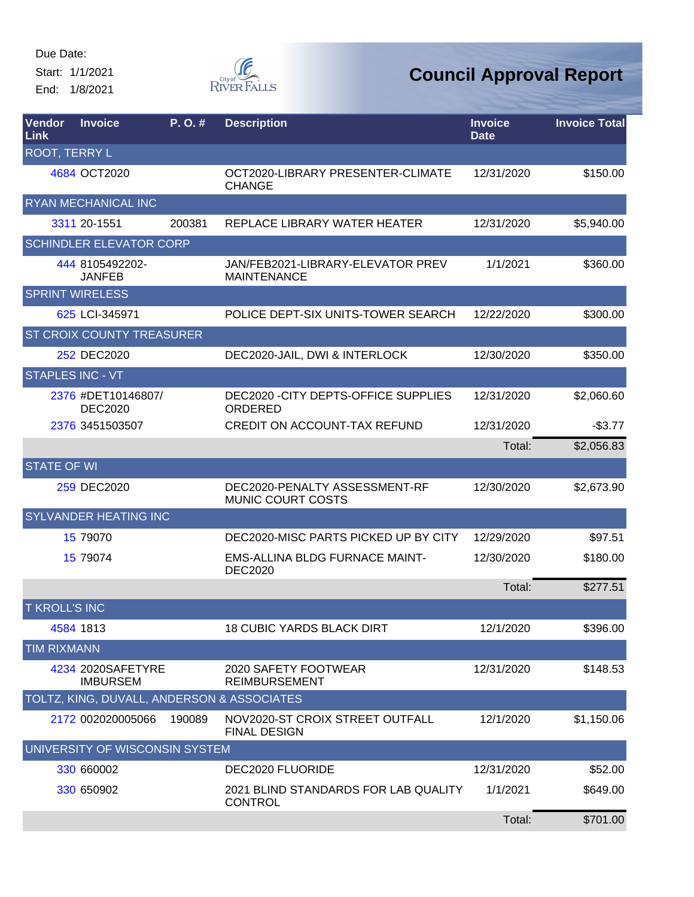Due Date:
Start: 1/1/2021
End: 1/8/2021

# Council Approval Report

| Vendor Link | Invoice | P. O. # | Description | Invoice Date | Invoice Total |
|---|---|---|---|---|---|
| ROOT, TERRY L | | | | | |
| 4684 | OCT2020 | | OCT2020-LIBRARY PRESENTER-CLIMATE CHANGE | 12/31/2020 | $150.00 |
| RYAN MECHANICAL INC | | | | | |
| 3311 | 20-1551 | 200381 | REPLACE LIBRARY WATER HEATER | 12/31/2020 | $5,940.00 |
| SCHINDLER ELEVATOR CORP | | | | | |
| 444 | 8105492202-JANFEB | | JAN/FEB2021-LIBRARY-ELEVATOR PREV MAINTENANCE | 1/1/2021 | $360.00 |
| SPRINT WIRELESS | | | | | |
| 625 | LCI-345971 | | POLICE DEPT-SIX UNITS-TOWER SEARCH | 12/22/2020 | $300.00 |
| ST CROIX COUNTY TREASURER | | | | | |
| 252 | DEC2020 | | DEC2020-JAIL, DWI & INTERLOCK | 12/30/2020 | $350.00 |
| STAPLES INC - VT | | | | | |
| 2376 | #DET10146807/ DEC2020 | | DEC2020 -CITY DEPTS-OFFICE SUPPLIES ORDERED | 12/31/2020 | $2,060.60 |
| 2376 | 3451503507 | | CREDIT ON ACCOUNT-TAX REFUND | 12/31/2020 | -$3.77 |
| | | | | Total: | $2,056.83 |
| STATE OF WI | | | | | |
| 259 | DEC2020 | | DEC2020-PENALTY ASSESSMENT-RF MUNIC COURT COSTS | 12/30/2020 | $2,673.90 |
| SYLVANDER HEATING INC | | | | | |
| 15 | 79070 | | DEC2020-MISC PARTS PICKED UP BY CITY | 12/29/2020 | $97.51 |
| 15 | 79074 | | EMS-ALLINA BLDG FURNACE MAINT-DEC2020 | 12/30/2020 | $180.00 |
| | | | | Total: | $277.51 |
| T KROLL'S INC | | | | | |
| 4584 | 1813 | | 18 CUBIC YARDS BLACK DIRT | 12/1/2020 | $396.00 |
| TIM RIXMANN | | | | | |
| 4234 | 2020SAFETYRE IMBURSEM | | 2020 SAFETY FOOTWEAR REIMBURSEMENT | 12/31/2020 | $148.53 |
| TOLTZ, KING, DUVALL, ANDERSON & ASSOCIATES | | | | | |
| 2172 | 002020005066 | 190089 | NOV2020-ST CROIX STREET OUTFALL FINAL DESIGN | 12/1/2020 | $1,150.06 |
| UNIVERSITY OF WISCONSIN SYSTEM | | | | | |
| 330 | 660002 | | DEC2020 FLUORIDE | 12/31/2020 | $52.00 |
| 330 | 650902 | | 2021 BLIND STANDARDS FOR LAB QUALITY CONTROL | 1/1/2021 | $649.00 |
| | | | | Total: | $701.00 |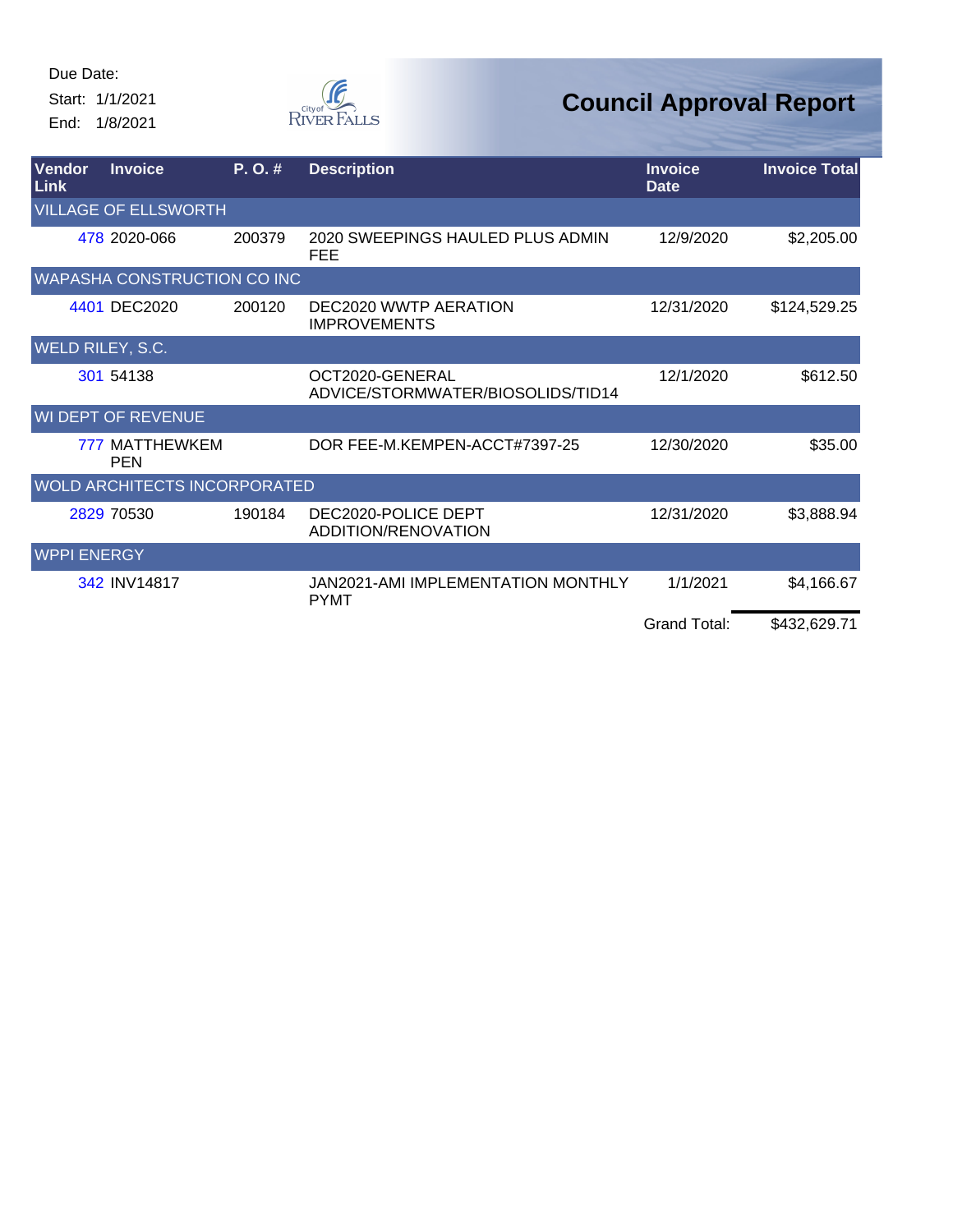Due Date:

Start: 1/1/2021

End: 1/8/2021

City of River Falls

# Council Approval Report

| Vendor Link | Invoice | P. O. # | Description | Invoice Date | Invoice Total |
|---|---|---|---|---|---|
| VILLAGE OF ELLSWORTH | | | | | |
| 478 | 2020-066 | 200379 | 2020 SWEEPINGS HAULED PLUS ADMIN FEE | 12/9/2020 | $2,205.00 |
| WAPASHA CONSTRUCTION CO INC | | | | | |
| 4401 | DEC2020 | 200120 | DEC2020 WWTP AERATION IMPROVEMENTS | 12/31/2020 | $124,529.25 |
| WELD RILEY, S.C. | | | | | |
| 301 | 54138 | | OCT2020-GENERAL ADVICE/STORMWATER/BIOSOLIDS/TID14 | 12/1/2020 | $612.50 |
| WI DEPT OF REVENUE | | | | | |
| 777 | MATTHEWKEMPEN | | DOR FEE-M.KEMPEN-ACCT#7397-25 | 12/30/2020 | $35.00 |
| WOLD ARCHITECTS INCORPORATED | | | | | |
| 2829 | 70530 | 190184 | DEC2020-POLICE DEPT ADDITION/RENOVATION | 12/31/2020 | $3,888.94 |
| WPPI ENERGY | | | | | |
| 342 | INV14817 | | JAN2021-AMI IMPLEMENTATION MONTHLY PYMT | 1/1/2021 | $4,166.67 |
| | | | | Grand Total: | $432,629.71 |